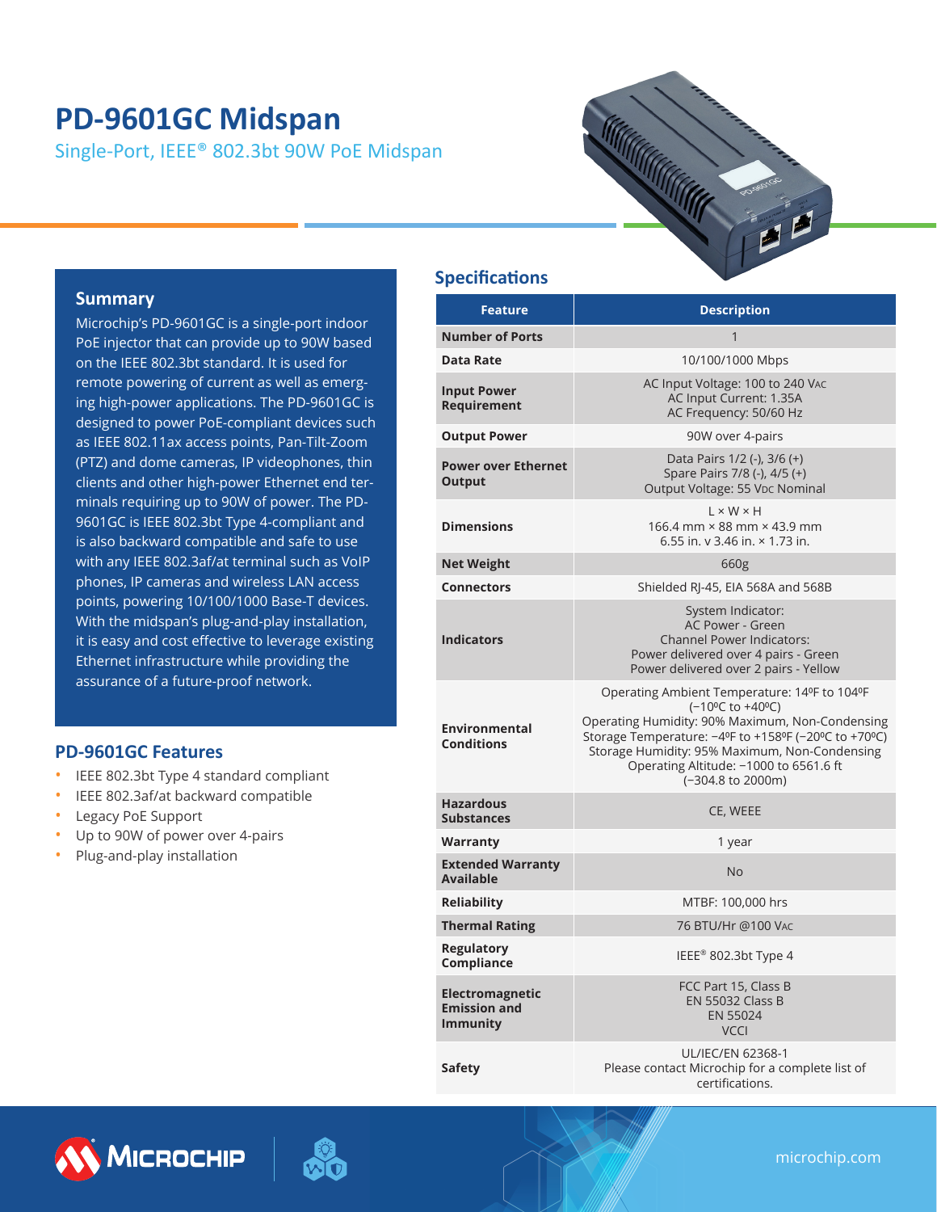# PD-9601GC Midspan

Single-Port, IEEE® 802.3bt 90W PoE Midspan

## Summary

Microchip's PD-9601GC is a single-port indoor PoE injector that can provide up to 90W based on the IEEE 802.3bt standard. It is used for remote powering of current as well as emerging high-power applications. The PD-9601GC is designed to power PoE-compliant devices such as IEEE 802.11ax access points, Pan-Tilt-Zoom (PTZ) and dome cameras, IP videophones, thin clients and other high-power Ethernet end terminals requiring up to 90W of power. The PD-9601GC is IEEE 802.3bt Type 4-compliant and is also backward compatible and safe to use with any IEEE 802.3af/at terminal such as VoIP phones, IP cameras and wireless LAN access points, powering 10/100/1000 Base-T devices. With the midspan's plug-and-play installation, it is easy and cost effective to leverage existing Ethernet infrastructure while providing the assurance of a future-proof network.

## PD-9601GC Features

- IEEE 802.3bt Type 4 standard compliant
- IEEE 802.3af/at backward compatible
- Legacy PoE Support
- Up to 90W of power over 4-pairs
- Plug-and-play installation

## Specifications

| Feature | Description |
|---|---|
| **Number of Ports** | 1 |
| **Data Rate** | 10/100/1000 Mbps |
| **Input Power Requirement** | AC Input Voltage: 100 to 240 VAC<br>AC Input Current: 1.35A<br>AC Frequency: 50/60 Hz |
| **Output Power** | 90W over 4-pairs |
| **Power over Ethernet Output** | Data Pairs 1/2 (-), 3/6 (+)<br>Spare Pairs 7/8 (-), 4/5 (+)<br>Output Voltage: 55 VDC Nominal |
| **Dimensions** | L × W × H<br>166.4 mm × 88 mm × 43.9 mm<br>6.55 in. v 3.46 in. × 1.73 in. |
| **Net Weight** | 660g |
| **Connectors** | Shielded RJ-45, EIA 568A and 568B |
| **Indicators** | System Indicator:<br>AC Power - Green<br>Channel Power Indicators:<br>Power delivered over 4 pairs - Green<br>Power delivered over 2 pairs - Yellow |
| **Environmental Conditions** | Operating Ambient Temperature: 14ºF to 104ºF (−10ºC to +40ºC)<br>Operating Humidity: 90% Maximum, Non-Condensing<br>Storage Temperature: −4ºF to +158ºF (−20ºC to +70ºC)<br>Storage Humidity: 95% Maximum, Non-Condensing<br>Operating Altitude: −1000 to 6561.6 ft (−304.8 to 2000m) |
| **Hazardous Substances** | CE, WEEE |
| **Warranty** | 1 year |
| **Extended Warranty Available** | No |
| **Reliability** | MTBF: 100,000 hrs |
| **Thermal Rating** | 76 BTU/Hr @100 VAC |
| **Regulatory Compliance** | IEEE® 802.3bt Type 4 |
| **Electromagnetic Emission and Immunity** | FCC Part 15, Class B<br>EN 55032 Class B<br>EN 55024<br>VCCI |
| **Safety** | UL/IEC/EN 62368-1<br>Please contact Microchip for a complete list of certifications. |

microchip.com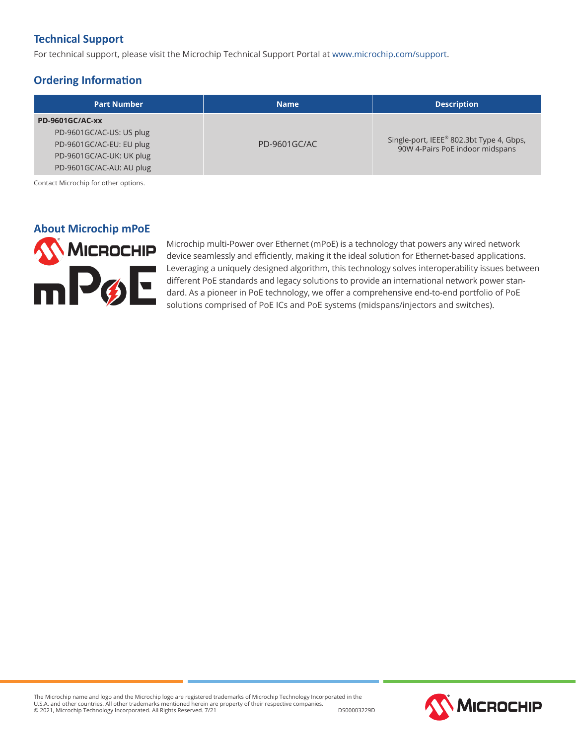## Technical Support

For technical support, please visit the Microchip Technical Support Portal at www.microchip.com/support.

## Ordering Information

| Part Number | Name | Description |
|---|---|---|
| **PD-9601GC/AC-xx**<br>PD-9601GC/AC-US: US plug<br>PD-9601GC/AC-EU: EU plug<br>PD-9601GC/AC-UK: UK plug<br>PD-9601GC/AC-AU: AU plug | PD-9601GC/AC | Single-port, IEEE® 802.3bt Type 4, Gbps, 90W 4-Pairs PoE indoor midspans |

Contact Microchip for other options.

## About Microchip mPoE

Microchip multi-Power over Ethernet (mPoE) is a technology that powers any wired network device seamlessly and efficiently, making it the ideal solution for Ethernet-based applications. Leveraging a uniquely designed algorithm, this technology solves interoperability issues between different PoE standards and legacy solutions to provide an international network power standard. As a pioneer in PoE technology, we offer a comprehensive end-to-end portfolio of PoE solutions comprised of PoE ICs and PoE systems (midspans/injectors and switches).

The Microchip name and logo and the Microchip logo are registered trademarks of Microchip Technology Incorporated in the U.S.A. and other countries. All other trademarks mentioned herein are property of their respective companies.
© 2021, Microchip Technology Incorporated. All Rights Reserved. 7/21 DS00003229D